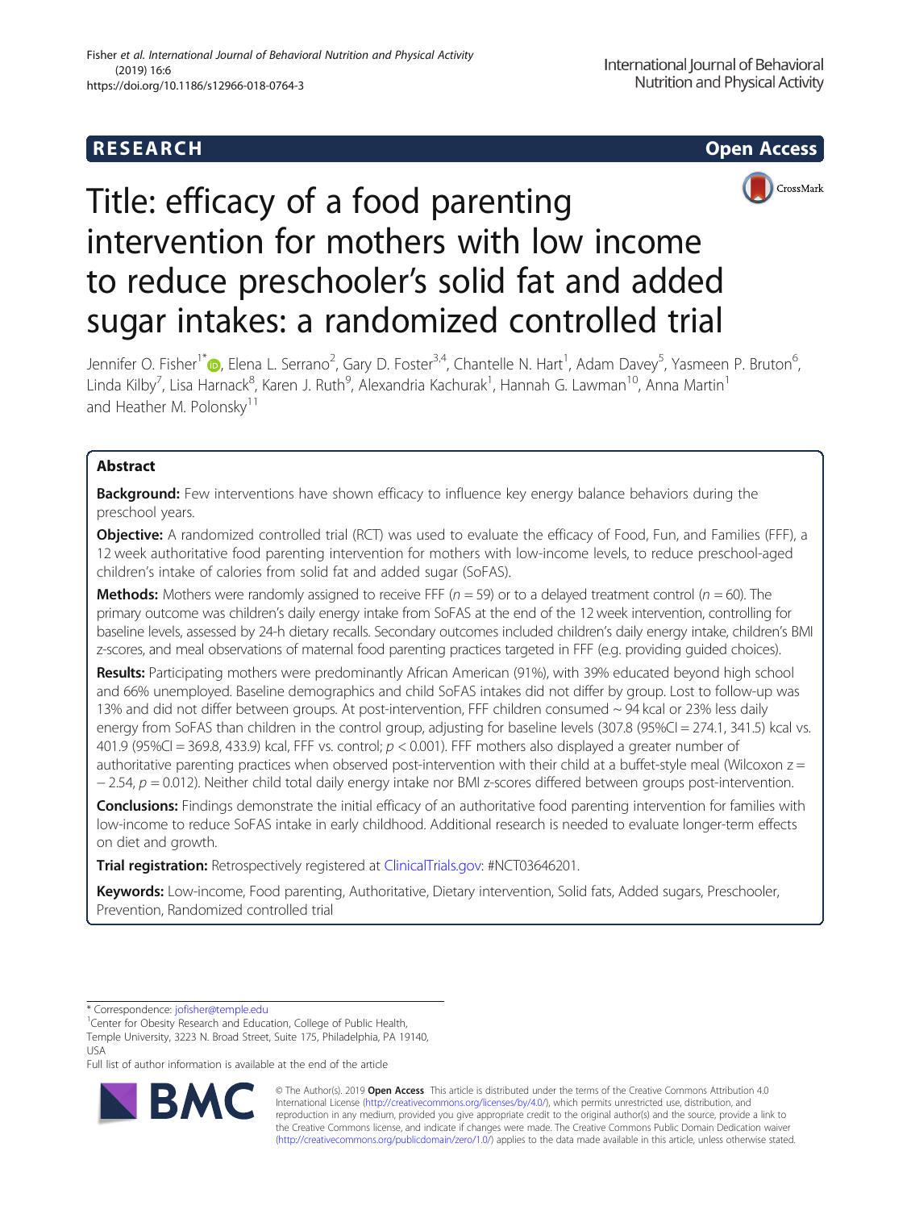# Title: efficacy of a food parenting intervention for mothers with low income to reduce preschooler's solid fat and added sugar intakes: a randomized controlled trial

Jennifer O. Fisher[1*], Elena L. Serrano[2], Gary D. Foster[3,4], Chantelle N. Hart[1], Adam Davey[5], Yasmeen P. Bruton[6], Linda Kilby[7], Lisa Harnack[8], Karen J. Ruth[9], Alexandria Kachurak[1], Hannah G. Lawman[10], Anna Martin[1] and Heather M. Polonsky[11]

## Abstract

**Background:** Few interventions have shown efficacy to influence key energy balance behaviors during the preschool years.

**Objective:** A randomized controlled trial (RCT) was used to evaluate the efficacy of Food, Fun, and Families (FFF), a 12 week authoritative food parenting intervention for mothers with low-income levels, to reduce preschool-aged children's intake of calories from solid fat and added sugar (SoFAS).

**Methods:** Mothers were randomly assigned to receive FFF ($n = 59$) or to a delayed treatment control ($n = 60$). The primary outcome was children's daily energy intake from SoFAS at the end of the 12 week intervention, controlling for baseline levels, assessed by 24-h dietary recalls. Secondary outcomes included children's daily energy intake, children's BMI z-scores, and meal observations of maternal food parenting practices targeted in FFF (e.g. providing guided choices).

**Results:** Participating mothers were predominantly African American (91%), with 39% educated beyond high school and 66% unemployed. Baseline demographics and child SoFAS intakes did not differ by group. Lost to follow-up was 13% and did not differ between groups. At post-intervention, FFF children consumed ~ 94 kcal or 23% less daily energy from SoFAS than children in the control group, adjusting for baseline levels (307.8 (95%CI = 274.1, 341.5) kcal vs. 401.9 (95%CI = 369.8, 433.9) kcal, FFF vs. control; $p < 0.001$). FFF mothers also displayed a greater number of authoritative parenting practices when observed post-intervention with their child at a buffet-style meal (Wilcoxon $z = -2.54$, $p = 0.012$). Neither child total daily energy intake nor BMI z-scores differed between groups post-intervention.

**Conclusions:** Findings demonstrate the initial efficacy of an authoritative food parenting intervention for families with low-income to reduce SoFAS intake in early childhood. Additional research is needed to evaluate longer-term effects on diet and growth.

**Trial registration:** Retrospectively registered at ClinicalTrials.gov: #NCT03646201.

**Keywords:** Low-income, Food parenting, Authoritative, Dietary intervention, Solid fats, Added sugars, Preschooler, Prevention, Randomized controlled trial

\* Correspondence: jofisher@temple.edu

[1]Center for Obesity Research and Education, College of Public Health, Temple University, 3223 N. Broad Street, Suite 175, Philadelphia, PA 19140, USA

Full list of author information is available at the end of the article

© The Author(s). 2019 **Open Access** This article is distributed under the terms of the Creative Commons Attribution 4.0 International License (http://creativecommons.org/licenses/by/4.0/), which permits unrestricted use, distribution, and reproduction in any medium, provided you give appropriate credit to the original author(s) and the source, provide a link to the Creative Commons license, and indicate if changes were made. The Creative Commons Public Domain Dedication waiver (http://creativecommons.org/publicdomain/zero/1.0/) applies to the data made available in this article, unless otherwise stated.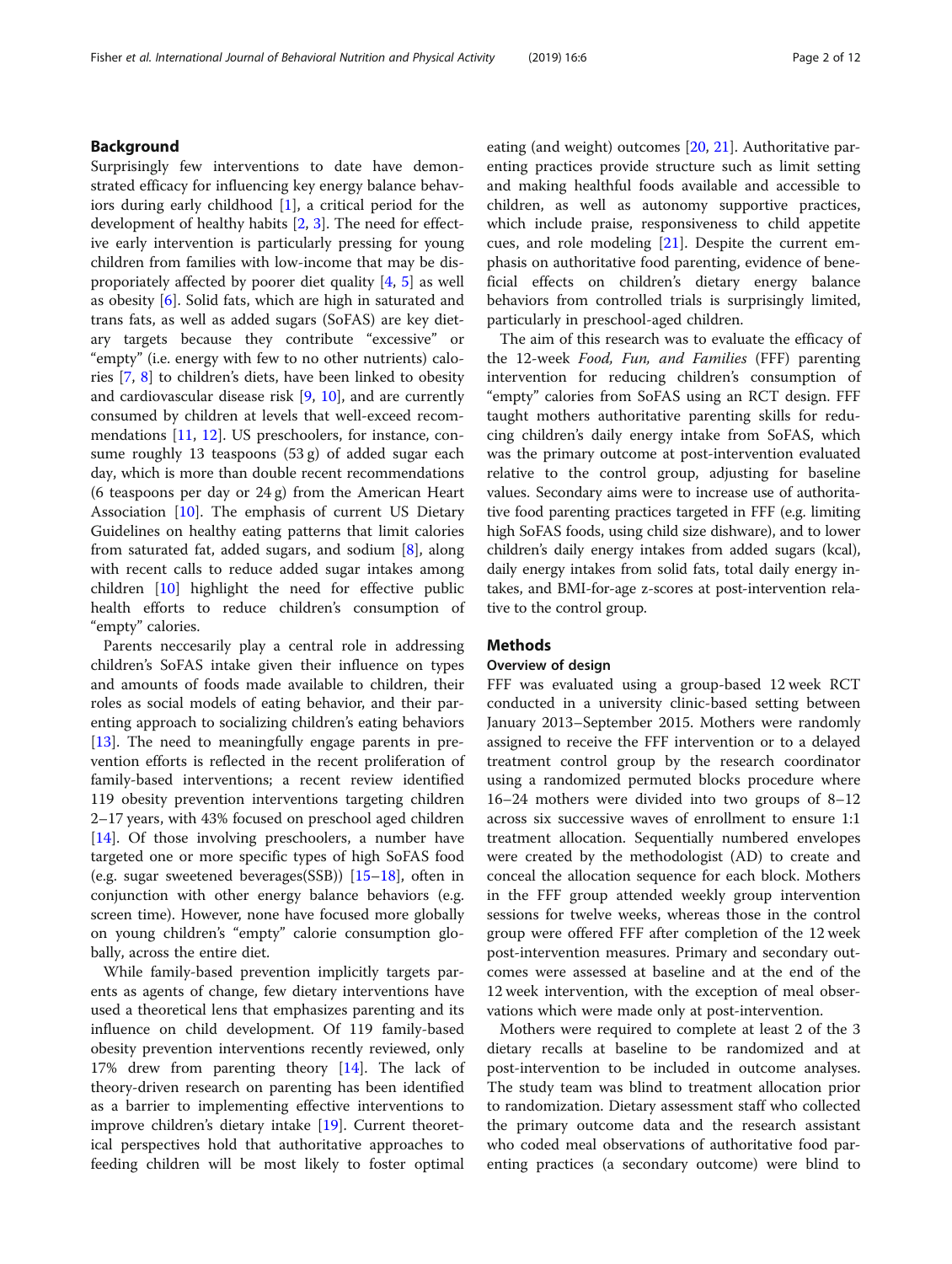## Background

Surprisingly few interventions to date have demonstrated efficacy for influencing key energy balance behaviors during early childhood [1], a critical period for the development of healthy habits [2, 3]. The need for effective early intervention is particularly pressing for young children from families with low-income that may be disproporiately affected by poorer diet quality [4, 5] as well as obesity [6]. Solid fats, which are high in saturated and trans fats, as well as added sugars (SoFAS) are key dietary targets because they contribute "excessive" or "empty" (i.e. energy with few to no other nutrients) calories [7, 8] to children's diets, have been linked to obesity and cardiovascular disease risk [9, 10], and are currently consumed by children at levels that well-exceed recommendations [11, 12]. US preschoolers, for instance, consume roughly 13 teaspoons (53 g) of added sugar each day, which is more than double recent recommendations (6 teaspoons per day or 24 g) from the American Heart Association [10]. The emphasis of current US Dietary Guidelines on healthy eating patterns that limit calories from saturated fat, added sugars, and sodium [8], along with recent calls to reduce added sugar intakes among children [10] highlight the need for effective public health efforts to reduce children's consumption of "empty" calories.

Parents neccesarily play a central role in addressing children's SoFAS intake given their influence on types and amounts of foods made available to children, their roles as social models of eating behavior, and their parenting approach to socializing children's eating behaviors [13]. The need to meaningfully engage parents in prevention efforts is reflected in the recent proliferation of family-based interventions; a recent review identified 119 obesity prevention interventions targeting children 2–17 years, with 43% focused on preschool aged children [14]. Of those involving preschoolers, a number have targeted one or more specific types of high SoFAS food (e.g. sugar sweetened beverages(SSB)) [15–18], often in conjunction with other energy balance behaviors (e.g. screen time). However, none have focused more globally on young children's "empty" calorie consumption globally, across the entire diet.

While family-based prevention implicitly targets parents as agents of change, few dietary interventions have used a theoretical lens that emphasizes parenting and its influence on child development. Of 119 family-based obesity prevention interventions recently reviewed, only 17% drew from parenting theory [14]. The lack of theory-driven research on parenting has been identified as a barrier to implementing effective interventions to improve children's dietary intake [19]. Current theoretical perspectives hold that authoritative approaches to feeding children will be most likely to foster optimal eating (and weight) outcomes [20, 21]. Authoritative parenting practices provide structure such as limit setting and making healthful foods available and accessible to children, as well as autonomy supportive practices, which include praise, responsiveness to child appetite cues, and role modeling [21]. Despite the current emphasis on authoritative food parenting, evidence of beneficial effects on children's dietary energy balance behaviors from controlled trials is surprisingly limited, particularly in preschool-aged children.

The aim of this research was to evaluate the efficacy of the 12-week *Food, Fun, and Families* (FFF) parenting intervention for reducing children's consumption of "empty" calories from SoFAS using an RCT design. FFF taught mothers authoritative parenting skills for reducing children's daily energy intake from SoFAS, which was the primary outcome at post-intervention evaluated relative to the control group, adjusting for baseline values. Secondary aims were to increase use of authoritative food parenting practices targeted in FFF (e.g. limiting high SoFAS foods, using child size dishware), and to lower children's daily energy intakes from added sugars (kcal), daily energy intakes from solid fats, total daily energy intakes, and BMI-for-age z-scores at post-intervention relative to the control group.

## Methods

### Overview of design

FFF was evaluated using a group-based 12 week RCT conducted in a university clinic-based setting between January 2013–September 2015. Mothers were randomly assigned to receive the FFF intervention or to a delayed treatment control group by the research coordinator using a randomized permuted blocks procedure where 16–24 mothers were divided into two groups of 8–12 across six successive waves of enrollment to ensure 1:1 treatment allocation. Sequentially numbered envelopes were created by the methodologist (AD) to create and conceal the allocation sequence for each block. Mothers in the FFF group attended weekly group intervention sessions for twelve weeks, whereas those in the control group were offered FFF after completion of the 12 week post-intervention measures. Primary and secondary outcomes were assessed at baseline and at the end of the 12 week intervention, with the exception of meal observations which were made only at post-intervention.

Mothers were required to complete at least 2 of the 3 dietary recalls at baseline to be randomized and at post-intervention to be included in outcome analyses. The study team was blind to treatment allocation prior to randomization. Dietary assessment staff who collected the primary outcome data and the research assistant who coded meal observations of authoritative food parenting practices (a secondary outcome) were blind to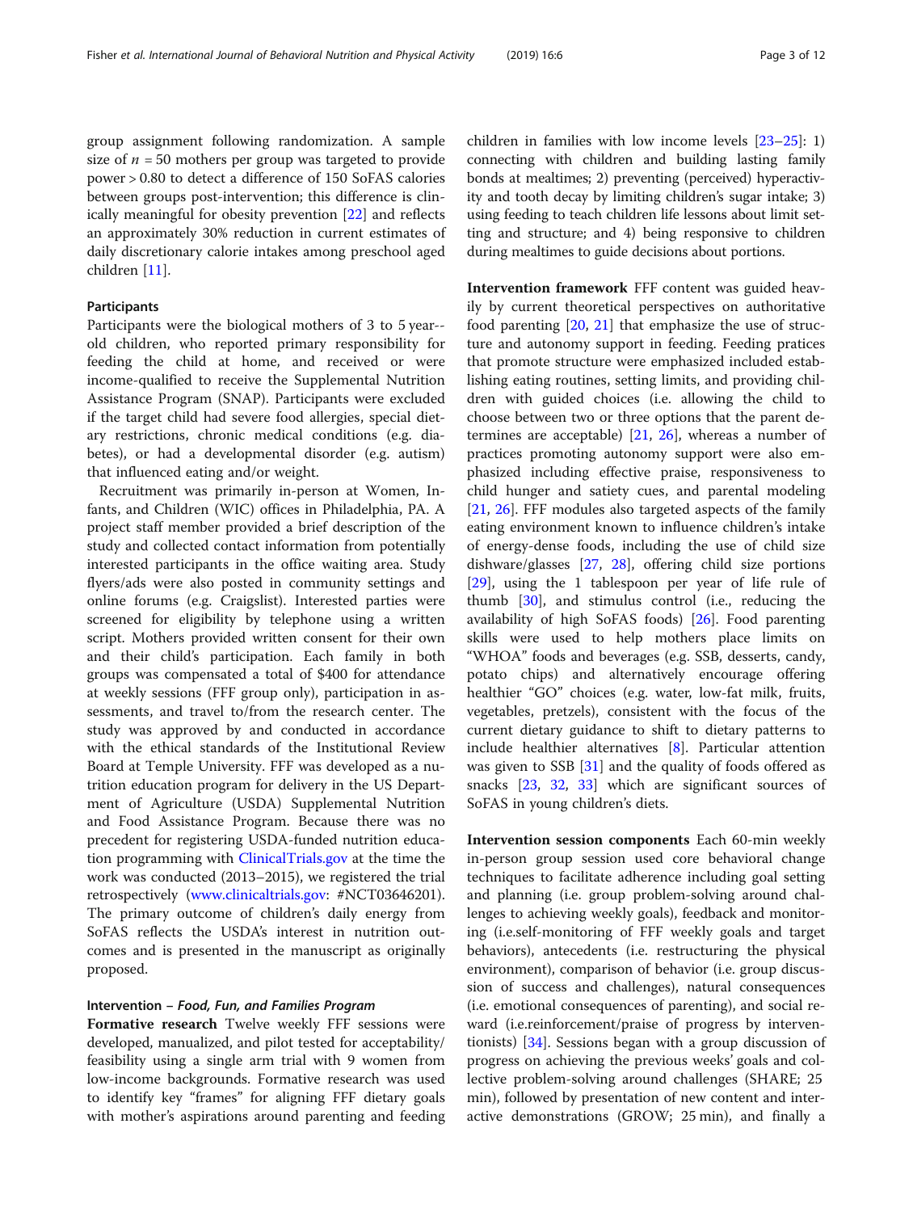group assignment following randomization. A sample size of $n$ = 50 mothers per group was targeted to provide power > 0.80 to detect a difference of 150 SoFAS calories between groups post-intervention; this difference is clinically meaningful for obesity prevention [22] and reflects an approximately 30% reduction in current estimates of daily discretionary calorie intakes among preschool aged children [11].

### Participants

Participants were the biological mothers of 3 to 5 year--old children, who reported primary responsibility for feeding the child at home, and received or were income-qualified to receive the Supplemental Nutrition Assistance Program (SNAP). Participants were excluded if the target child had severe food allergies, special dietary restrictions, chronic medical conditions (e.g. diabetes), or had a developmental disorder (e.g. autism) that influenced eating and/or weight.

Recruitment was primarily in-person at Women, Infants, and Children (WIC) offices in Philadelphia, PA. A project staff member provided a brief description of the study and collected contact information from potentially interested participants in the office waiting area. Study flyers/ads were also posted in community settings and online forums (e.g. Craigslist). Interested parties were screened for eligibility by telephone using a written script. Mothers provided written consent for their own and their child's participation. Each family in both groups was compensated a total of $400 for attendance at weekly sessions (FFF group only), participation in assessments, and travel to/from the research center. The study was approved by and conducted in accordance with the ethical standards of the Institutional Review Board at Temple University. FFF was developed as a nutrition education program for delivery in the US Department of Agriculture (USDA) Supplemental Nutrition and Food Assistance Program. Because there was no precedent for registering USDA-funded nutrition education programming with ClinicalTrials.gov at the time the work was conducted (2013–2015), we registered the trial retrospectively (www.clinicaltrials.gov: #NCT03646201). The primary outcome of children's daily energy from SoFAS reflects the USDA's interest in nutrition outcomes and is presented in the manuscript as originally proposed.

### Intervention – *Food, Fun, and Families Program*

**Formative research** Twelve weekly FFF sessions were developed, manualized, and pilot tested for acceptability/feasibility using a single arm trial with 9 women from low-income backgrounds. Formative research was used to identify key "frames" for aligning FFF dietary goals with mother's aspirations around parenting and feeding children in families with low income levels [23–25]: 1) connecting with children and building lasting family bonds at mealtimes; 2) preventing (perceived) hyperactivity and tooth decay by limiting children's sugar intake; 3) using feeding to teach children life lessons about limit setting and structure; and 4) being responsive to children during mealtimes to guide decisions about portions.

**Intervention framework** FFF content was guided heavily by current theoretical perspectives on authoritative food parenting [20, 21] that emphasize the use of structure and autonomy support in feeding. Feeding pratices that promote structure were emphasized included establishing eating routines, setting limits, and providing children with guided choices (i.e. allowing the child to choose between two or three options that the parent determines are acceptable) [21, 26], whereas a number of practices promoting autonomy support were also emphasized including effective praise, responsiveness to child hunger and satiety cues, and parental modeling [21, 26]. FFF modules also targeted aspects of the family eating environment known to influence children's intake of energy-dense foods, including the use of child size dishware/glasses [27, 28], offering child size portions [29], using the 1 tablespoon per year of life rule of thumb [30], and stimulus control (i.e., reducing the availability of high SoFAS foods) [26]. Food parenting skills were used to help mothers place limits on "WHOA" foods and beverages (e.g. SSB, desserts, candy, potato chips) and alternatively encourage offering healthier "GO" choices (e.g. water, low-fat milk, fruits, vegetables, pretzels), consistent with the focus of the current dietary guidance to shift to dietary patterns to include healthier alternatives [8]. Particular attention was given to SSB [31] and the quality of foods offered as snacks [23, 32, 33] which are significant sources of SoFAS in young children's diets.

**Intervention session components** Each 60-min weekly in-person group session used core behavioral change techniques to facilitate adherence including goal setting and planning (i.e. group problem-solving around challenges to achieving weekly goals), feedback and monitoring (i.e.self-monitoring of FFF weekly goals and target behaviors), antecedents (i.e. restructuring the physical environment), comparison of behavior (i.e. group discussion of success and challenges), natural consequences (i.e. emotional consequences of parenting), and social reward (i.e.reinforcement/praise of progress by interventionists) [34]. Sessions began with a group discussion of progress on achieving the previous weeks' goals and collective problem-solving around challenges (SHARE; 25 min), followed by presentation of new content and interactive demonstrations (GROW; 25 min), and finally a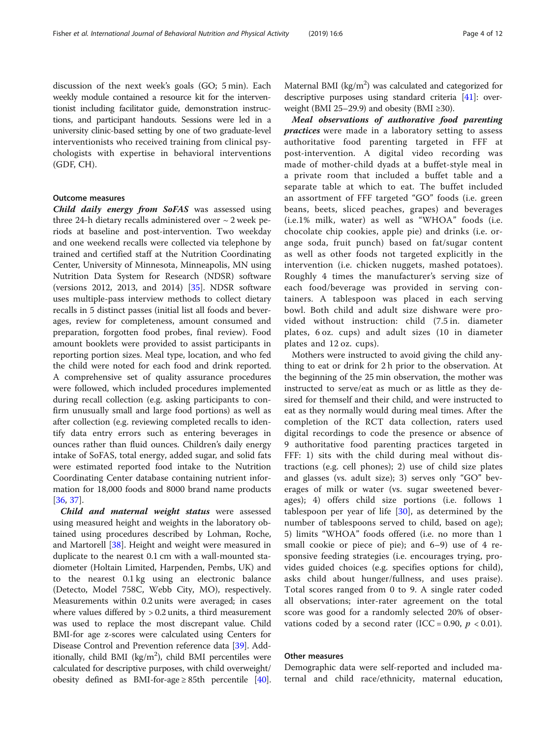discussion of the next week's goals (GO; 5 min). Each weekly module contained a resource kit for the interventionist including facilitator guide, demonstration instructions, and participant handouts. Sessions were led in a university clinic-based setting by one of two graduate-level interventionists who received training from clinical psychologists with expertise in behavioral interventions (GDF, CH).

### Outcome measures

***Child daily energy from SoFAS*** was assessed using three 24-h dietary recalls administered over ~ 2 week periods at baseline and post-intervention. Two weekday and one weekend recalls were collected via telephone by trained and certified staff at the Nutrition Coordinating Center, University of Minnesota, Minneapolis, MN using Nutrition Data System for Research (NDSR) software (versions 2012, 2013, and 2014) [35]. NDSR software uses multiple-pass interview methods to collect dietary recalls in 5 distinct passes (initial list all foods and beverages, review for completeness, amount consumed and preparation, forgotten food probes, final review). Food amount booklets were provided to assist participants in reporting portion sizes. Meal type, location, and who fed the child were noted for each food and drink reported. A comprehensive set of quality assurance procedures were followed, which included procedures implemented during recall collection (e.g. asking participants to confirm unusually small and large food portions) as well as after collection (e.g. reviewing completed recalls to identify data entry errors such as entering beverages in ounces rather than fluid ounces. Children's daily energy intake of SoFAS, total energy, added sugar, and solid fats were estimated reported food intake to the Nutrition Coordinating Center database containing nutrient information for 18,000 foods and 8000 brand name products [36, 37].

***Child and maternal weight status*** were assessed using measured height and weights in the laboratory obtained using procedures described by Lohman, Roche, and Martorell [38]. Height and weight were measured in duplicate to the nearest 0.1 cm with a wall-mounted stadiometer (Holtain Limited, Harpenden, Pembs, UK) and to the nearest 0.1 kg using an electronic balance (Detecto, Model 758C, Webb City, MO), respectively. Measurements within 0.2 units were averaged; in cases where values differed by > 0.2 units, a third measurement was used to replace the most discrepant value. Child BMI-for age z-scores were calculated using Centers for Disease Control and Prevention reference data [39]. Additionally, child BMI ($kg/m^2$), child BMI percentiles were calculated for descriptive purposes, with child overweight/obesity defined as BMI-for-age ≥ 85th percentile [40]. Maternal BMI ($kg/m^2$) was calculated and categorized for descriptive purposes using standard criteria [41]: overweight (BMI 25–29.9) and obesity (BMI ≥30).

***Meal observations of authorative food parenting practices*** were made in a laboratory setting to assess authoritative food parenting targeted in FFF at post-intervention. A digital video recording was made of mother-child dyads at a buffet-style meal in a private room that included a buffet table and a separate table at which to eat. The buffet included an assortment of FFF targeted "GO" foods (i.e. green beans, beets, sliced peaches, grapes) and beverages (i.e.1% milk, water) as well as "WHOA" foods (i.e. chocolate chip cookies, apple pie) and drinks (i.e. orange soda, fruit punch) based on fat/sugar content as well as other foods not targeted explicitly in the intervention (i.e. chicken nuggets, mashed potatoes). Roughly 4 times the manufacturer's serving size of each food/beverage was provided in serving containers. A tablespoon was placed in each serving bowl. Both child and adult size dishware were provided without instruction: child (7.5 in. diameter plates, 6 oz. cups) and adult sizes (10 in diameter plates and 12 oz. cups).

Mothers were instructed to avoid giving the child anything to eat or drink for 2 h prior to the observation. At the beginning of the 25 min observation, the mother was instructed to serve/eat as much or as little as they desired for themself and their child, and were instructed to eat as they normally would during meal times. After the completion of the RCT data collection, raters used digital recordings to code the presence or absence of 9 authoritative food parenting practices targeted in FFF: 1) sits with the child during meal without distractions (e.g. cell phones); 2) use of child size plates and glasses (vs. adult size); 3) serves only "GO" beverages of milk or water (vs. sugar sweetened beverages); 4) offers child size portions (i.e. follows 1 tablespoon per year of life [30], as determined by the number of tablespoons served to child, based on age); 5) limits "WHOA" foods offered (i.e. no more than 1 small cookie or piece of pie); and 6–9) use of 4 responsive feeding strategies (i.e. encourages trying, provides guided choices (e.g. specifies options for child), asks child about hunger/fullness, and uses praise). Total scores ranged from 0 to 9. A single rater coded all observations; inter-rater agreement on the total score was good for a randomly selected 20% of observations coded by a second rater (ICC = 0.90, $p < 0.01$).

### Other measures

Demographic data were self-reported and included maternal and child race/ethnicity, maternal education,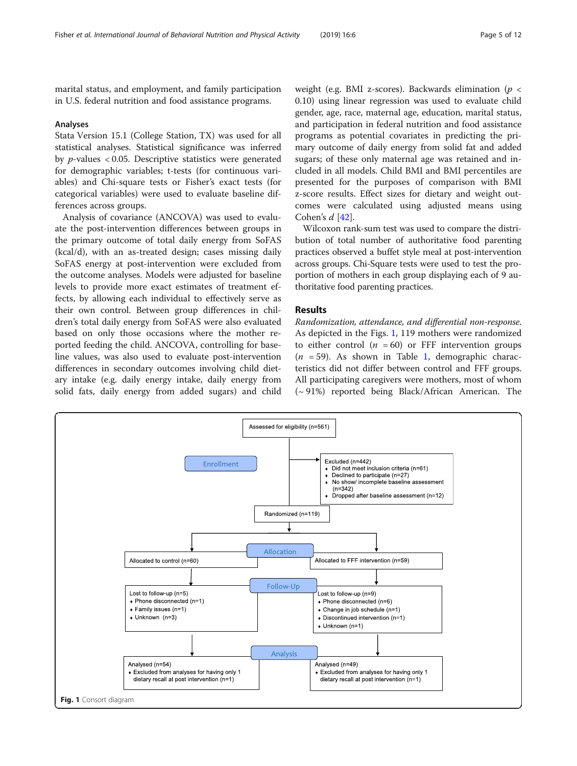marital status, and employment, and family participation in U.S. federal nutrition and food assistance programs.

### Analyses

Stata Version 15.1 (College Station, TX) was used for all statistical analyses. Statistical significance was inferred by $p$-values $< 0.05$. Descriptive statistics were generated for demographic variables; t-tests (for continuous variables) and Chi-square tests or Fisher's exact tests (for categorical variables) were used to evaluate baseline differences across groups.

Analysis of covariance (ANCOVA) was used to evaluate the post-intervention differences between groups in the primary outcome of total daily energy from SoFAS (kcal/d), with an as-treated design; cases missing daily SoFAS energy at post-intervention were excluded from the outcome analyses. Models were adjusted for baseline levels to provide more exact estimates of treatment effects, by allowing each individual to effectively serve as their own control. Between group differences in children's total daily energy from SoFAS were also evaluated based on only those occasions where the mother reported feeding the child. ANCOVA, controlling for baseline values, was also used to evaluate post-intervention differences in secondary outcomes involving child dietary intake (e.g. daily energy intake, daily energy from solid fats, daily energy from added sugars) and child weight (e.g. BMI z-scores). Backwards elimination ($p < 0.10$) using linear regression was used to evaluate child gender, age, race, maternal age, education, marital status, and participation in federal nutrition and food assistance programs as potential covariates in predicting the primary outcome of daily energy from solid fat and added sugars; of these only maternal age was retained and included in all models. Child BMI and BMI percentiles are presented for the purposes of comparison with BMI z-score results. Effect sizes for dietary and weight outcomes were calculated using adjusted means using Cohen's *d* [42].

Wilcoxon rank-sum test was used to compare the distribution of total number of authoritative food parenting practices observed a buffet style meal at post-intervention across groups. Chi-Square tests were used to test the proportion of mothers in each group displaying each of 9 authoritative food parenting practices.

## Results

*Randomization, attendance, and differential non-response.* As depicted in the Figs. 1, 119 mothers were randomized to either control ($n = 60$) or FFF intervention groups ($n = 59$). As shown in Table 1, demographic characteristics did not differ between control and FFF groups. All participating caregivers were mothers, most of whom (~ 91%) reported being Black/African American. The

**Enrollment**
- Assessed for eligibility (n=561)
- Excluded (n=442)
  - Did not meet inclusion criteria (n=61)
  - Declined to participate (n=27)
  - No show/ incomplete baseline assessment (n=342)
  - Dropped after baseline assessment (n=12)
- Randomized (n=119)

**Allocation**
- Allocated to control (n=60)
- Allocated to FFF intervention (n=59)

**Follow-Up**
- Control: Lost to follow-up (n=5)
  - Phone disconnected (n=1)
  - Family issues (n=1)
  - Unknown (n=3)
- FFF: Lost to follow-up (n=9)
  - Phone disconnected (n=6)
  - Change in job schedule (n=1)
  - Discontinued intervention (n=1)
  - Unknown (n=1)

**Analysis**
- Control: Analysed (n=54)
  - Excluded from analyses for having only 1 dietary recall at post intervention (n=1)
- FFF: Analysed (n=49)
  - Excluded from analyses for having only 1 dietary recall at post intervention (n=1)

**Fig. 1** Consort diagram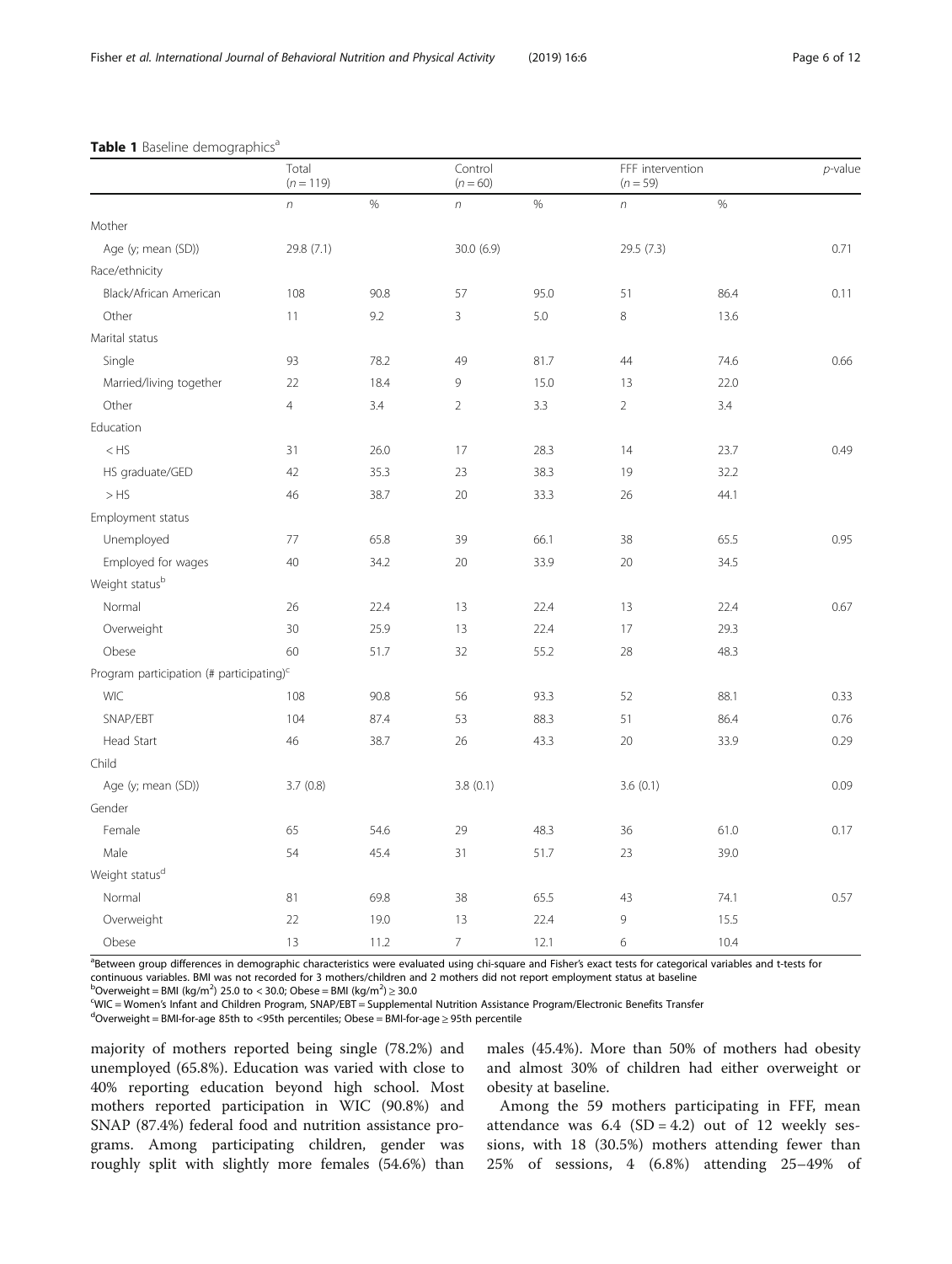**Table 1** Baseline demographics[a]

| | Total ($n = 119$) | | Control ($n = 60$) | | FFF intervention ($n = 59$) | | $p$-value |
|---|---|---|---|---|---|---|---|
| | $n$ | % | $n$ | % | $n$ | % | |
| Mother | | | | | | | |
| Age (y; mean (SD)) | 29.8 (7.1) | | 30.0 (6.9) | | 29.5 (7.3) | | 0.71 |
| Race/ethnicity | | | | | | | |
| Black/African American | 108 | 90.8 | 57 | 95.0 | 51 | 86.4 | 0.11 |
| Other | 11 | 9.2 | 3 | 5.0 | 8 | 13.6 | |
| Marital status | | | | | | | |
| Single | 93 | 78.2 | 49 | 81.7 | 44 | 74.6 | 0.66 |
| Married/living together | 22 | 18.4 | 9 | 15.0 | 13 | 22.0 | |
| Other | 4 | 3.4 | 2 | 3.3 | 2 | 3.4 | |
| Education | | | | | | | |
| < HS | 31 | 26.0 | 17 | 28.3 | 14 | 23.7 | 0.49 |
| HS graduate/GED | 42 | 35.3 | 23 | 38.3 | 19 | 32.2 | |
| > HS | 46 | 38.7 | 20 | 33.3 | 26 | 44.1 | |
| Employment status | | | | | | | |
| Unemployed | 77 | 65.8 | 39 | 66.1 | 38 | 65.5 | 0.95 |
| Employed for wages | 40 | 34.2 | 20 | 33.9 | 20 | 34.5 | |
| Weight status[b] | | | | | | | |
| Normal | 26 | 22.4 | 13 | 22.4 | 13 | 22.4 | 0.67 |
| Overweight | 30 | 25.9 | 13 | 22.4 | 17 | 29.3 | |
| Obese | 60 | 51.7 | 32 | 55.2 | 28 | 48.3 | |
| Program participation (# participating)[c] | | | | | | | |
| WIC | 108 | 90.8 | 56 | 93.3 | 52 | 88.1 | 0.33 |
| SNAP/EBT | 104 | 87.4 | 53 | 88.3 | 51 | 86.4 | 0.76 |
| Head Start | 46 | 38.7 | 26 | 43.3 | 20 | 33.9 | 0.29 |
| Child | | | | | | | |
| Age (y; mean (SD)) | 3.7 (0.8) | | 3.8 (0.1) | | 3.6 (0.1) | | 0.09 |
| Gender | | | | | | | |
| Female | 65 | 54.6 | 29 | 48.3 | 36 | 61.0 | 0.17 |
| Male | 54 | 45.4 | 31 | 51.7 | 23 | 39.0 | |
| Weight status[d] | | | | | | | |
| Normal | 81 | 69.8 | 38 | 65.5 | 43 | 74.1 | 0.57 |
| Overweight | 22 | 19.0 | 13 | 22.4 | 9 | 15.5 | |
| Obese | 13 | 11.2 | 7 | 12.1 | 6 | 10.4 | |

[a]Between group differences in demographic characteristics were evaluated using chi-square and Fisher's exact tests for categorical variables and t-tests for continuous variables. BMI was not recorded for 3 mothers/children and 2 mothers did not report employment status at baseline
[b]Overweight = BMI (kg/m$^2$) 25.0 to < 30.0; Obese = BMI (kg/m$^2$) ≥ 30.0
[c]WIC = Women's Infant and Children Program, SNAP/EBT = Supplemental Nutrition Assistance Program/Electronic Benefits Transfer
[d]Overweight = BMI-for-age 85th to <95th percentiles; Obese = BMI-for-age ≥ 95th percentile

majority of mothers reported being single (78.2%) and unemployed (65.8%). Education was varied with close to 40% reporting education beyond high school. Most mothers reported participation in WIC (90.8%) and SNAP (87.4%) federal food and nutrition assistance programs. Among participating children, gender was roughly split with slightly more females (54.6%) than males (45.4%). More than 50% of mothers had obesity and almost 30% of children had either overweight or obesity at baseline.

Among the 59 mothers participating in FFF, mean attendance was 6.4 (SD = 4.2) out of 12 weekly sessions, with 18 (30.5%) mothers attending fewer than 25% of sessions, 4 (6.8%) attending 25–49% of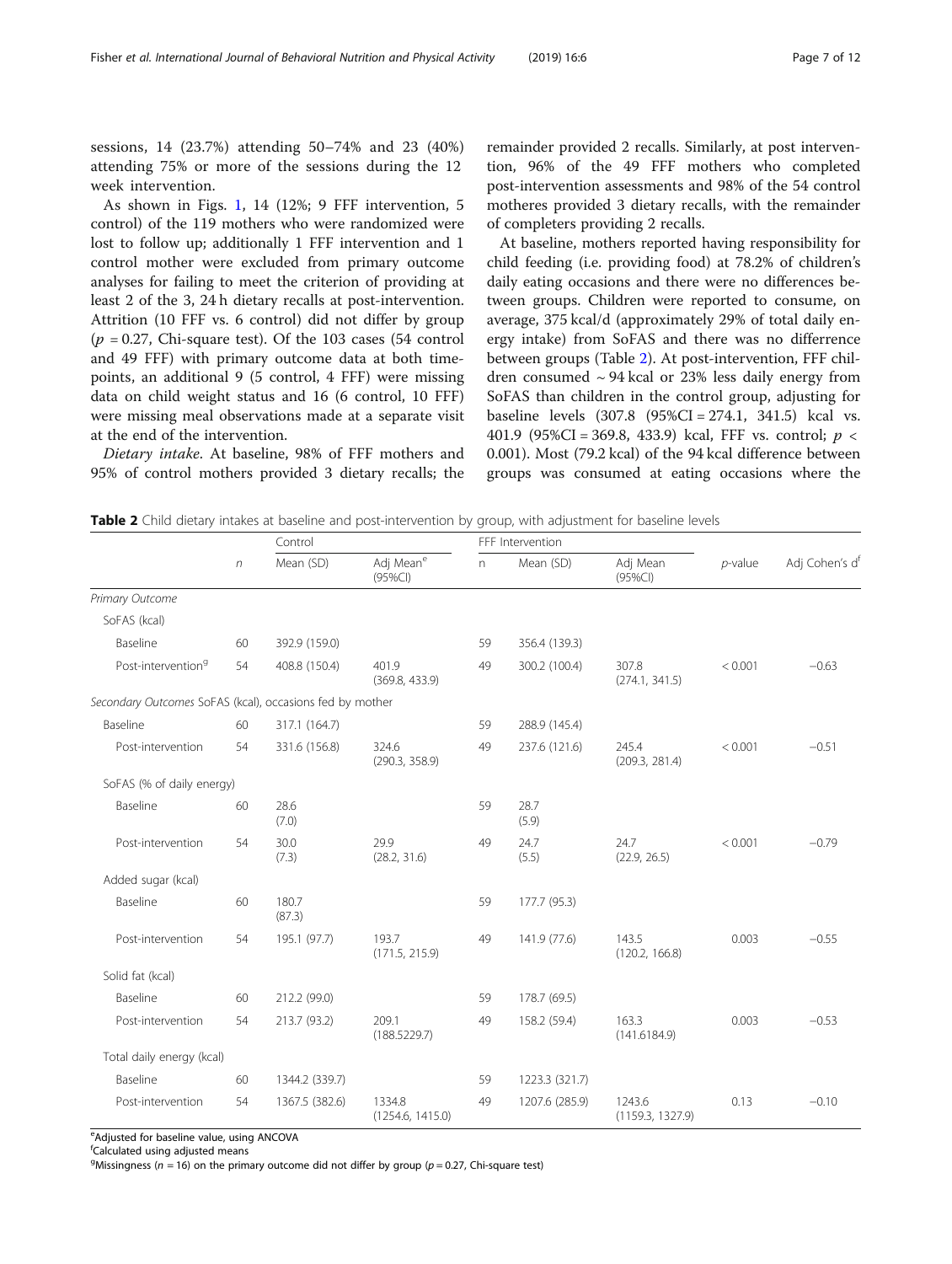sessions, 14 (23.7%) attending 50–74% and 23 (40%) attending 75% or more of the sessions during the 12 week intervention.

As shown in Figs. 1, 14 (12%; 9 FFF intervention, 5 control) of the 119 mothers who were randomized were lost to follow up; additionally 1 FFF intervention and 1 control mother were excluded from primary outcome analyses for failing to meet the criterion of providing at least 2 of the 3, 24 h dietary recalls at post-intervention. Attrition (10 FFF vs. 6 control) did not differ by group ($p = 0.27$, Chi-square test). Of the 103 cases (54 control and 49 FFF) with primary outcome data at both time-points, an additional 9 (5 control, 4 FFF) were missing data on child weight status and 16 (6 control, 10 FFF) were missing meal observations made at a separate visit at the end of the intervention.

*Dietary intake.* At baseline, 98% of FFF mothers and 95% of control mothers provided 3 dietary recalls; the remainder provided 2 recalls. Similarly, at post intervention, 96% of the 49 FFF mothers who completed post-intervention assessments and 98% of the 54 control motheres provided 3 dietary recalls, with the remainder of completers providing 2 recalls.

At baseline, mothers reported having responsibility for child feeding (i.e. providing food) at 78.2% of children's daily eating occasions and there were no differences between groups. Children were reported to consume, on average, 375 kcal/d (approximately 29% of total daily energy intake) from SoFAS and there was no differrence between groups (Table 2). At post-intervention, FFF children consumed ~ 94 kcal or 23% less daily energy from SoFAS than children in the control group, adjusting for baseline levels (307.8 (95%CI = 274.1, 341.5) kcal vs. 401.9 (95%CI = 369.8, 433.9) kcal, FFF vs. control; $p < 0.001$). Most (79.2 kcal) of the 94 kcal difference between groups was consumed at eating occasions where the

**Table 2** Child dietary intakes at baseline and post-intervention by group, with adjustment for baseline levels

| | Control | | | FFF Intervention | | | | |
|---|---|---|---|---|---|---|---|---|
| | n | Mean (SD) | Adj Mean[e] (95%CI) | n | Mean (SD) | Adj Mean (95%CI) | p-value | Adj Cohen's d[f] |
| *Primary Outcome* | | | | | | | | |
| SoFAS (kcal) | | | | | | | | |
| Baseline | 60 | 392.9 (159.0) | | 59 | 356.4 (139.3) | | | |
| Post-intervention[g] | 54 | 408.8 (150.4) | 401.9 (369.8, 433.9) | 49 | 300.2 (100.4) | 307.8 (274.1, 341.5) | < 0.001 | −0.63 |
| *Secondary Outcomes* SoFAS (kcal), occasions fed by mother | | | | | | | | |
| Baseline | 60 | 317.1 (164.7) | | 59 | 288.9 (145.4) | | | |
| Post-intervention | 54 | 331.6 (156.8) | 324.6 (290.3, 358.9) | 49 | 237.6 (121.6) | 245.4 (209.3, 281.4) | < 0.001 | −0.51 |
| SoFAS (% of daily energy) | | | | | | | | |
| Baseline | 60 | 28.6 (7.0) | | 59 | 28.7 (5.9) | | | |
| Post-intervention | 54 | 30.0 (7.3) | 29.9 (28.2, 31.6) | 49 | 24.7 (5.5) | 24.7 (22.9, 26.5) | < 0.001 | −0.79 |
| Added sugar (kcal) | | | | | | | | |
| Baseline | 60 | 180.7 (87.3) | | 59 | 177.7 (95.3) | | | |
| Post-intervention | 54 | 195.1 (97.7) | 193.7 (171.5, 215.9) | 49 | 141.9 (77.6) | 143.5 (120.2, 166.8) | 0.003 | −0.55 |
| Solid fat (kcal) | | | | | | | | |
| Baseline | 60 | 212.2 (99.0) | | 59 | 178.7 (69.5) | | | |
| Post-intervention | 54 | 213.7 (93.2) | 209.1 (188.5229.7) | 49 | 158.2 (59.4) | 163.3 (141.6184.9) | 0.003 | −0.53 |
| Total daily energy (kcal) | | | | | | | | |
| Baseline | 60 | 1344.2 (339.7) | | 59 | 1223.3 (321.7) | | | |
| Post-intervention | 54 | 1367.5 (382.6) | 1334.8 (1254.6, 1415.0) | 49 | 1207.6 (285.9) | 1243.6 (1159.3, 1327.9) | 0.13 | −0.10 |

[e]Adjusted for baseline value, using ANCOVA
[f]Calculated using adjusted means
[g]Missingness ($n = 16$) on the primary outcome did not differ by group ($p = 0.27$, Chi-square test)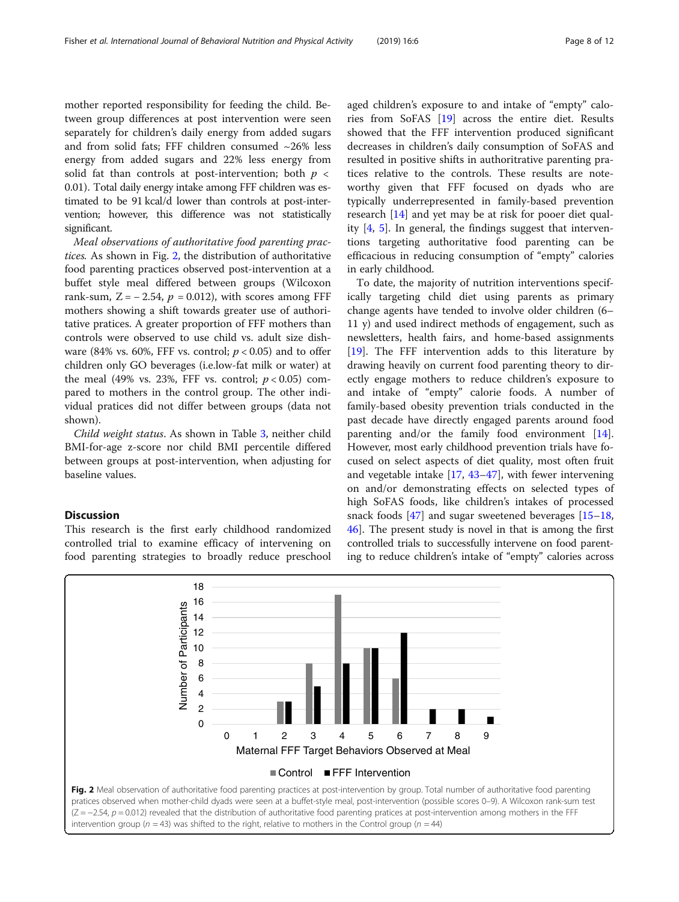mother reported responsibility for feeding the child. Between group differences at post intervention were seen separately for children's daily energy from added sugars and from solid fats; FFF children consumed ~26% less energy from added sugars and 22% less energy from solid fat than controls at post-intervention; both $p < 0.01$). Total daily energy intake among FFF children was estimated to be 91 kcal/d lower than controls at post-intervention; however, this difference was not statistically significant.

*Meal observations of authoritative food parenting practices.* As shown in Fig. 2, the distribution of authoritative food parenting practices observed post-intervention at a buffet style meal differed between groups (Wilcoxon rank-sum, $Z = -2.54$, $p = 0.012$), with scores among FFF mothers showing a shift towards greater use of authoritative pratices. A greater proportion of FFF mothers than controls were observed to use child vs. adult size dishware (84% vs. 60%, FFF vs. control; $p < 0.05$) and to offer children only GO beverages (i.e.low-fat milk or water) at the meal (49% vs. 23%, FFF vs. control; $p < 0.05$) compared to mothers in the control group. The other individual pratices did not differ between groups (data not shown).

*Child weight status*. As shown in Table 3, neither child BMI-for-age z-score nor child BMI percentile differed between groups at post-intervention, when adjusting for baseline values.

## Discussion

This research is the first early childhood randomized controlled trial to examine efficacy of intervening on food parenting strategies to broadly reduce preschool aged children's exposure to and intake of "empty" calories from SoFAS [19] across the entire diet. Results showed that the FFF intervention produced significant decreases in children's daily consumption of SoFAS and resulted in positive shifts in authoritrative parenting practices relative to the controls. These results are noteworthy given that FFF focused on dyads who are typically underrepresented in family-based prevention research [14] and yet may be at risk for pooer diet quality [4, 5]. In general, the findings suggest that interventions targeting authoritative food parenting can be efficacious in reducing consumption of "empty" calories in early childhood.

To date, the majority of nutrition interventions specifically targeting child diet using parents as primary change agents have tended to involve older children (6–11 y) and used indirect methods of engagement, such as newsletters, health fairs, and home-based assignments [19]. The FFF intervention adds to this literature by drawing heavily on current food parenting theory to directly engage mothers to reduce children's exposure to and intake of "empty" calorie foods. A number of family-based obesity prevention trials conducted in the past decade have directly engaged parents around food parenting and/or the family food environment [14]. However, most early childhood prevention trials have focused on select aspects of diet quality, most often fruit and vegetable intake [17, 43–47], with fewer intervening on and/or demonstrating effects on selected types of high SoFAS foods, like children's intakes of processed snack foods [47] and sugar sweetened beverages [15–18, 46]. The present study is novel in that is among the first controlled trials to successfully intervene on food parenting to reduce children's intake of "empty" calories across

**Fig. 2** Meal observation of authoritative food parenting practices at post-intervention by group. Total number of authoritative food parenting pratices observed when mother-child dyads were seen at a buffet-style meal, post-intervention (possible scores 0–9). A Wilcoxon rank-sum test ($Z = -2.54$, $p = 0.012$) revealed that the distribution of authoritative food parenting pratices at post-intervention among mothers in the FFF intervention group ($n = 43$) was shifted to the right, relative to mothers in the Control group ($n = 44$)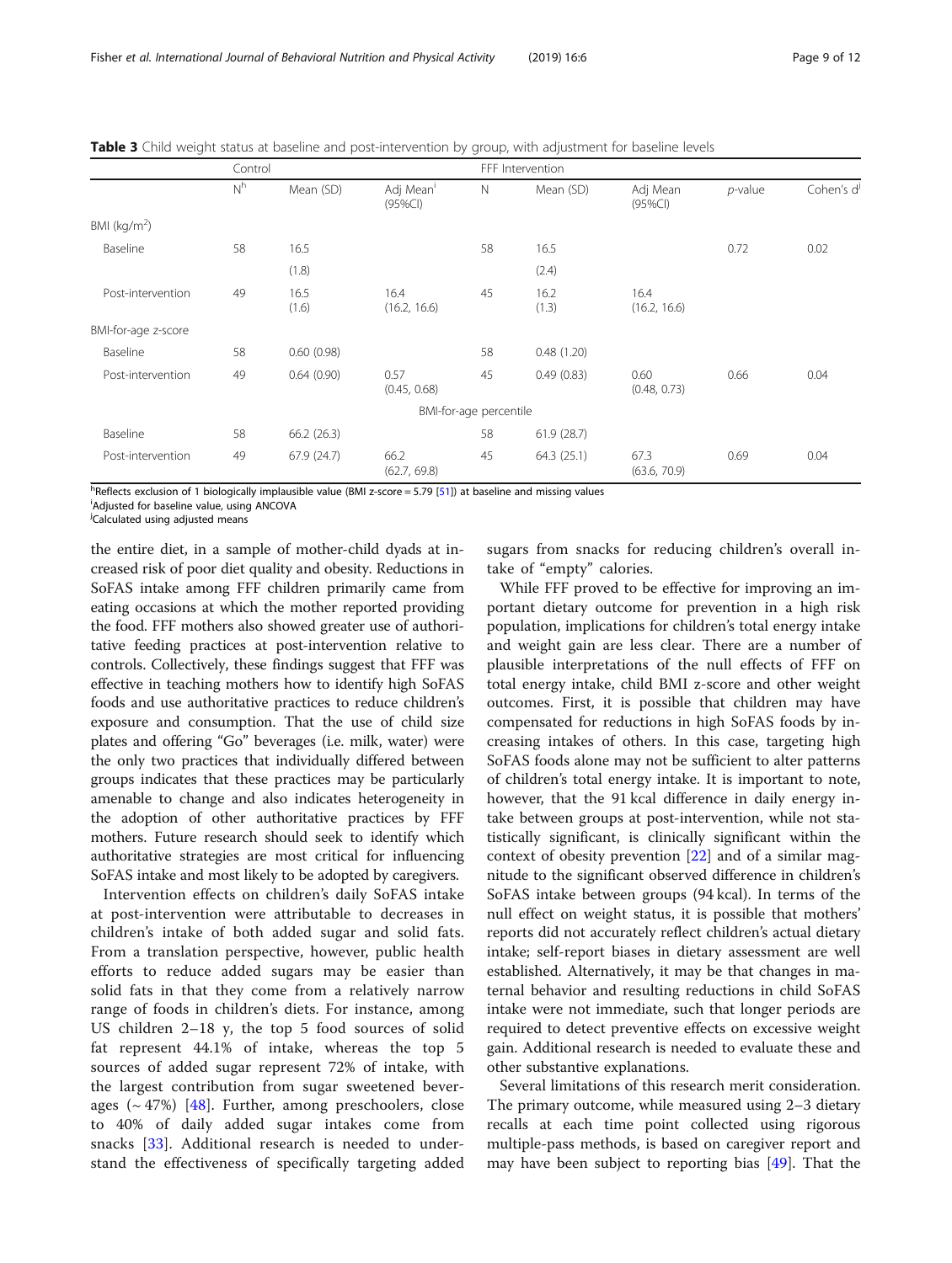**Table 3** Child weight status at baseline and post-intervention by group, with adjustment for baseline levels

| | Control | | | FFF Intervention | | | | |
|---|---|---|---|---|---|---|---|---|
| | N[h] | Mean (SD) | Adj Mean[i] (95%CI) | N | Mean (SD) | Adj Mean (95%CI) | p-value | Cohen's d[j] |
| BMI (kg/m$^2$) | | | | | | | | |
| Baseline | 58 | 16.5 (1.8) | | 58 | 16.5 (2.4) | | 0.72 | 0.02 |
| Post-intervention | 49 | 16.5 (1.6) | 16.4 (16.2, 16.6) | 45 | 16.2 (1.3) | 16.4 (16.2, 16.6) | | |
| BMI-for-age z-score | | | | | | | | |
| Baseline | 58 | 0.60 (0.98) | | 58 | 0.48 (1.20) | | | |
| Post-intervention | 49 | 0.64 (0.90) | 0.57 (0.45, 0.68) | 45 | 0.49 (0.83) | 0.60 (0.48, 0.73) | 0.66 | 0.04 |
| BMI-for-age percentile | | | | | | | | |
| Baseline | 58 | 66.2 (26.3) | | 58 | 61.9 (28.7) | | | |
| Post-intervention | 49 | 67.9 (24.7) | 66.2 (62.7, 69.8) | 45 | 64.3 (25.1) | 67.3 (63.6, 70.9) | 0.69 | 0.04 |

[h]Reflects exclusion of 1 biologically implausible value (BMI z-score = 5.79 [51]) at baseline and missing values
[i]Adjusted for baseline value, using ANCOVA
[j]Calculated using adjusted means

the entire diet, in a sample of mother-child dyads at increased risk of poor diet quality and obesity. Reductions in SoFAS intake among FFF children primarily came from eating occasions at which the mother reported providing the food. FFF mothers also showed greater use of authoritative feeding practices at post-intervention relative to controls. Collectively, these findings suggest that FFF was effective in teaching mothers how to identify high SoFAS foods and use authoritative practices to reduce children's exposure and consumption. That the use of child size plates and offering "Go" beverages (i.e. milk, water) were the only two practices that individually differed between groups indicates that these practices may be particularly amenable to change and also indicates heterogeneity in the adoption of other authoritative practices by FFF mothers. Future research should seek to identify which authoritative strategies are most critical for influencing SoFAS intake and most likely to be adopted by caregivers.

Intervention effects on children's daily SoFAS intake at post-intervention were attributable to decreases in children's intake of both added sugar and solid fats. From a translation perspective, however, public health efforts to reduce added sugars may be easier than solid fats in that they come from a relatively narrow range of foods in children's diets. For instance, among US children 2–18 y, the top 5 food sources of solid fat represent 44.1% of intake, whereas the top 5 sources of added sugar represent 72% of intake, with the largest contribution from sugar sweetened beverages (~ 47%) [48]. Further, among preschoolers, close to 40% of daily added sugar intakes come from snacks [33]. Additional research is needed to understand the effectiveness of specifically targeting added sugars from snacks for reducing children's overall intake of "empty" calories.

While FFF proved to be effective for improving an important dietary outcome for prevention in a high risk population, implications for children's total energy intake and weight gain are less clear. There are a number of plausible interpretations of the null effects of FFF on total energy intake, child BMI z-score and other weight outcomes. First, it is possible that children may have compensated for reductions in high SoFAS foods by increasing intakes of others. In this case, targeting high SoFAS foods alone may not be sufficient to alter patterns of children's total energy intake. It is important to note, however, that the 91 kcal difference in daily energy intake between groups at post-intervention, while not statistically significant, is clinically significant within the context of obesity prevention [22] and of a similar magnitude to the significant observed difference in children's SoFAS intake between groups (94 kcal). In terms of the null effect on weight status, it is possible that mothers' reports did not accurately reflect children's actual dietary intake; self-report biases in dietary assessment are well established. Alternatively, it may be that changes in maternal behavior and resulting reductions in child SoFAS intake were not immediate, such that longer periods are required to detect preventive effects on excessive weight gain. Additional research is needed to evaluate these and other substantive explanations.

Several limitations of this research merit consideration. The primary outcome, while measured using 2–3 dietary recalls at each time point collected using rigorous multiple-pass methods, is based on caregiver report and may have been subject to reporting bias [49]. That the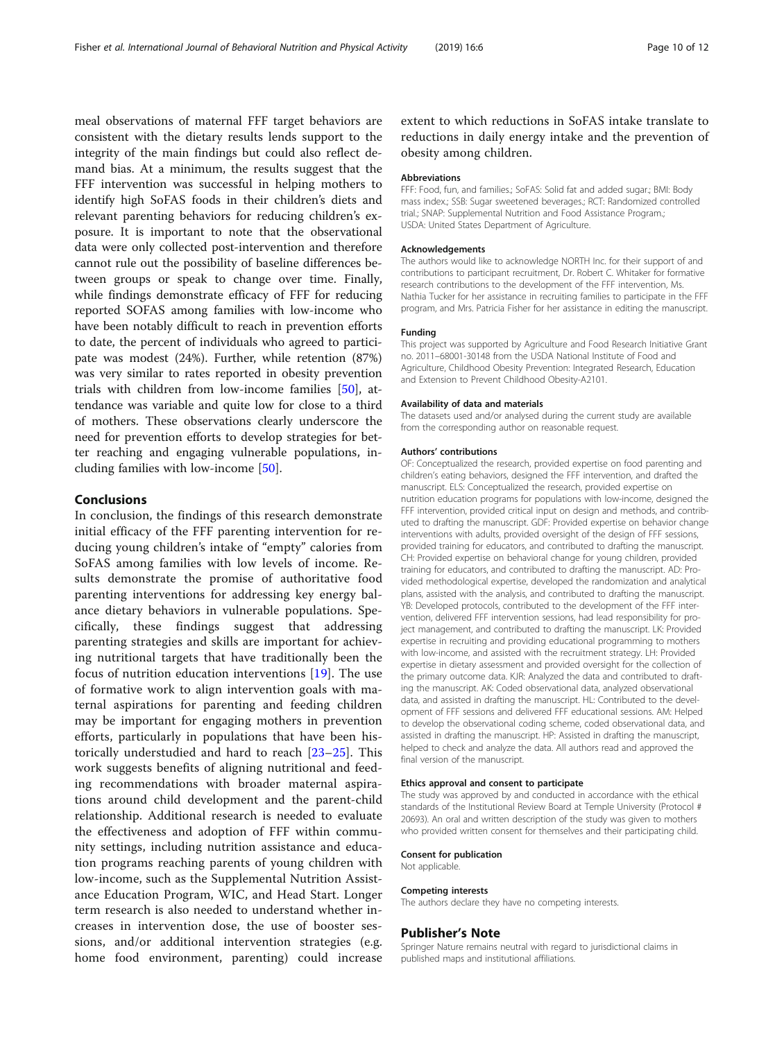meal observations of maternal FFF target behaviors are consistent with the dietary results lends support to the integrity of the main findings but could also reflect demand bias. At a minimum, the results suggest that the FFF intervention was successful in helping mothers to identify high SoFAS foods in their children's diets and relevant parenting behaviors for reducing children's exposure. It is important to note that the observational data were only collected post-intervention and therefore cannot rule out the possibility of baseline differences between groups or speak to change over time. Finally, while findings demonstrate efficacy of FFF for reducing reported SOFAS among families with low-income who have been notably difficult to reach in prevention efforts to date, the percent of individuals who agreed to participate was modest (24%). Further, while retention (87%) was very similar to rates reported in obesity prevention trials with children from low-income families [50], attendance was variable and quite low for close to a third of mothers. These observations clearly underscore the need for prevention efforts to develop strategies for better reaching and engaging vulnerable populations, including families with low-income [50].

## Conclusions

In conclusion, the findings of this research demonstrate initial efficacy of the FFF parenting intervention for reducing young children's intake of "empty" calories from SoFAS among families with low levels of income. Results demonstrate the promise of authoritative food parenting interventions for addressing key energy balance dietary behaviors in vulnerable populations. Specifically, these findings suggest that addressing parenting strategies and skills are important for achieving nutritional targets that have traditionally been the focus of nutrition education interventions [19]. The use of formative work to align intervention goals with maternal aspirations for parenting and feeding children may be important for engaging mothers in prevention efforts, particularly in populations that have been historically understudied and hard to reach [23–25]. This work suggests benefits of aligning nutritional and feeding recommendations with broader maternal aspirations around child development and the parent-child relationship. Additional research is needed to evaluate the effectiveness and adoption of FFF within community settings, including nutrition assistance and education programs reaching parents of young children with low-income, such as the Supplemental Nutrition Assistance Education Program, WIC, and Head Start. Longer term research is also needed to understand whether increases in intervention dose, the use of booster sessions, and/or additional intervention strategies (e.g. home food environment, parenting) could increase extent to which reductions in SoFAS intake translate to reductions in daily energy intake and the prevention of obesity among children.

#### Abbreviations

FFF: Food, fun, and families.; SoFAS: Solid fat and added sugar.; BMI: Body mass index.; SSB: Sugar sweetened beverages.; RCT: Randomized controlled trial.; SNAP: Supplemental Nutrition and Food Assistance Program.; USDA: United States Department of Agriculture.

#### Acknowledgements

The authors would like to acknowledge NORTH Inc. for their support of and contributions to participant recruitment, Dr. Robert C. Whitaker for formative research contributions to the development of the FFF intervention, Ms. Nathia Tucker for her assistance in recruiting families to participate in the FFF program, and Mrs. Patricia Fisher for her assistance in editing the manuscript.

#### Funding

This project was supported by Agriculture and Food Research Initiative Grant no. 2011–68001-30148 from the USDA National Institute of Food and Agriculture, Childhood Obesity Prevention: Integrated Research, Education and Extension to Prevent Childhood Obesity-A2101.

#### Availability of data and materials

The datasets used and/or analysed during the current study are available from the corresponding author on reasonable request.

#### Authors' contributions

OF: Conceptualized the research, provided expertise on food parenting and children's eating behaviors, designed the FFF intervention, and drafted the manuscript. ELS: Conceptualized the research, provided expertise on nutrition education programs for populations with low-income, designed the FFF intervention, provided critical input on design and methods, and contributed to drafting the manuscript. GDF: Provided expertise on behavior change interventions with adults, provided oversight of the design of FFF sessions, provided training for educators, and contributed to drafting the manuscript. CH: Provided expertise on behavioral change for young children, provided training for educators, and contributed to drafting the manuscript. AD: Provided methodological expertise, developed the randomization and analytical plans, assisted with the analysis, and contributed to drafting the manuscript. YB: Developed protocols, contributed to the development of the FFF intervention, delivered FFF intervention sessions, had lead responsibility for project management, and contributed to drafting the manuscript. LK: Provided expertise in recruiting and providing educational programming to mothers with low-income, and assisted with the recruitment strategy. LH: Provided expertise in dietary assessment and provided oversight for the collection of the primary outcome data. KJR: Analyzed the data and contributed to drafting the manuscript. AK: Coded observational data, analyzed observational data, and assisted in drafting the manuscript. HL: Contributed to the development of FFF sessions and delivered FFF educational sessions. AM: Helped to develop the observational coding scheme, coded observational data, and assisted in drafting the manuscript. HP: Assisted in drafting the manuscript, helped to check and analyze the data. All authors read and approved the final version of the manuscript.

#### Ethics approval and consent to participate

The study was approved by and conducted in accordance with the ethical standards of the Institutional Review Board at Temple University (Protocol # 20693). An oral and written description of the study was given to mothers who provided written consent for themselves and their participating child.

#### Consent for publication

Not applicable.

#### Competing interests

The authors declare they have no competing interests.

## Publisher's Note

Springer Nature remains neutral with regard to jurisdictional claims in published maps and institutional affiliations.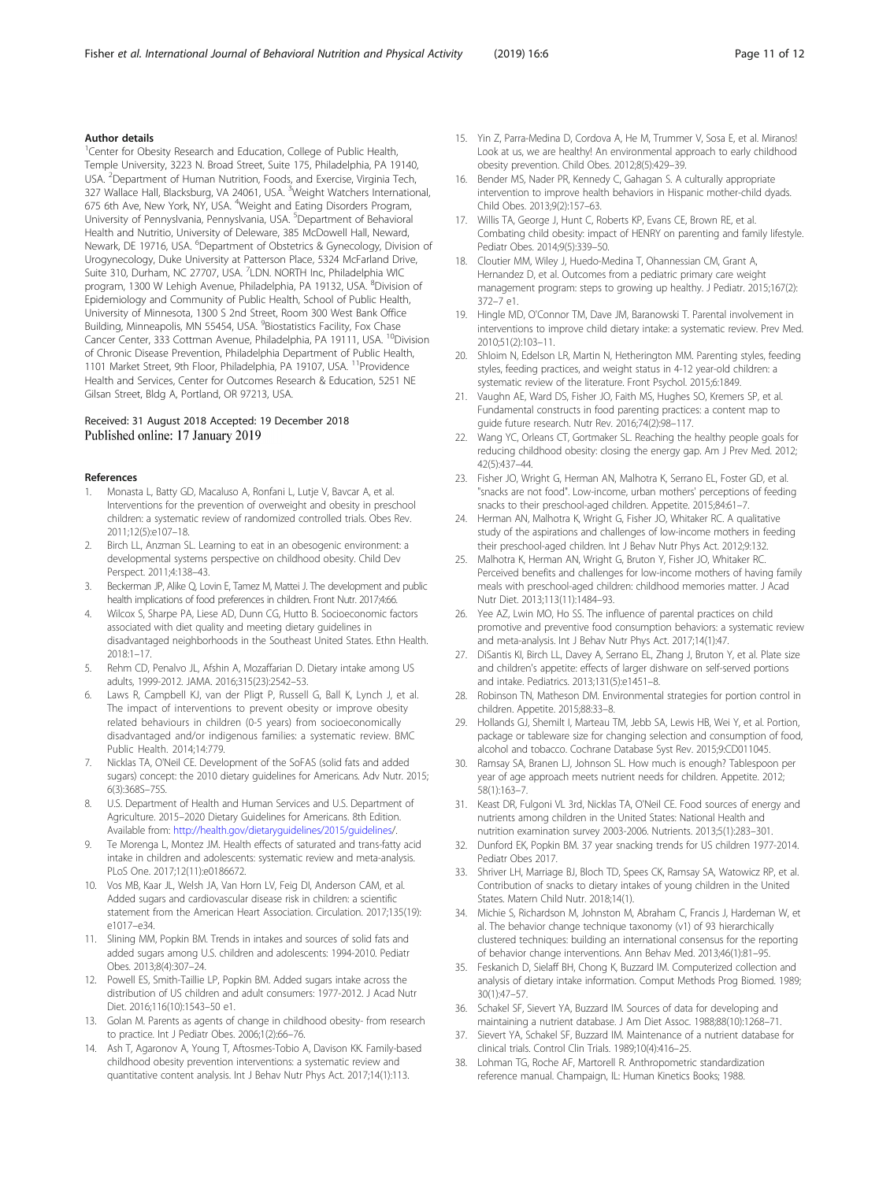### Author details

[1]Center for Obesity Research and Education, College of Public Health, Temple University, 3223 N. Broad Street, Suite 175, Philadelphia, PA 19140, USA. [2]Department of Human Nutrition, Foods, and Exercise, Virginia Tech, 327 Wallace Hall, Blacksburg, VA 24061, USA. [3]Weight Watchers International, 675 6th Ave, New York, NY, USA. [4]Weight and Eating Disorders Program, University of Pennyslvania, Pennyslvania, USA. [5]Department of Behavioral Health and Nutritio, University of Deleware, 385 McDowell Hall, Neward, Newark, DE 19716, USA. [6]Department of Obstetrics & Gynecology, Division of Urogynecology, Duke University at Patterson Place, 5324 McFarland Drive, Suite 310, Durham, NC 27707, USA. [7]LDN. NORTH Inc, Philadelphia WIC program, 1300 W Lehigh Avenue, Philadelphia, PA 19132, USA. [8]Division of Epidemiology and Community of Public Health, School of Public Health, University of Minnesota, 1300 S 2nd Street, Room 300 West Bank Office Building, Minneapolis, MN 55454, USA. [9]Biostatistics Facility, Fox Chase Cancer Center, 333 Cottman Avenue, Philadelphia, PA 19111, USA. [10]Division of Chronic Disease Prevention, Philadelphia Department of Public Health, 1101 Market Street, 9th Floor, Philadelphia, PA 19107, USA. [11]Providence Health and Services, Center for Outcomes Research & Education, 5251 NE Gilsan Street, Bldg A, Portland, OR 97213, USA.

Received: 31 August 2018 Accepted: 19 December 2018
Published online: 17 January 2019

### References

1. Monasta L, Batty GD, Macaluso A, Ronfani L, Lutje V, Bavcar A, et al. Interventions for the prevention of overweight and obesity in preschool children: a systematic review of randomized controlled trials. Obes Rev. 2011;12(5):e107–18.
2. Birch LL, Anzman SL. Learning to eat in an obesogenic environment: a developmental systems perspective on childhood obesity. Child Dev Perspect. 2011;4:138–43.
3. Beckerman JP, Alike Q, Lovin E, Tamez M, Mattei J. The development and public health implications of food preferences in children. Front Nutr. 2017;4:66.
4. Wilcox S, Sharpe PA, Liese AD, Dunn CG, Hutto B. Socioeconomic factors associated with diet quality and meeting dietary guidelines in disadvantaged neighborhoods in the Southeast United States. Ethn Health. 2018:1–17.
5. Rehm CD, Penalvo JL, Afshin A, Mozaffarian D. Dietary intake among US adults, 1999-2012. JAMA. 2016;315(23):2542–53.
6. Laws R, Campbell KJ, van der Pligt P, Russell G, Ball K, Lynch J, et al. The impact of interventions to prevent obesity or improve obesity related behaviours in children (0-5 years) from socioeconomically disadvantaged and/or indigenous families: a systematic review. BMC Public Health. 2014;14:779.
7. Nicklas TA, O'Neil CE. Development of the SoFAS (solid fats and added sugars) concept: the 2010 dietary guidelines for Americans. Adv Nutr. 2015; 6(3):368S–75S.
8. U.S. Department of Health and Human Services and U.S. Department of Agriculture. 2015–2020 Dietary Guidelines for Americans. 8th Edition. Available from: http://health.gov/dietaryguidelines/2015/guidelines/.
9. Te Morenga L, Montez JM. Health effects of saturated and trans-fatty acid intake in children and adolescents: systematic review and meta-analysis. PLoS One. 2017;12(11):e0186672.
10. Vos MB, Kaar JL, Welsh JA, Van Horn LV, Feig DI, Anderson CAM, et al. Added sugars and cardiovascular disease risk in children: a scientific statement from the American Heart Association. Circulation. 2017;135(19): e1017–e34.
11. Slining MM, Popkin BM. Trends in intakes and sources of solid fats and added sugars among U.S. children and adolescents: 1994-2010. Pediatr Obes. 2013;8(4):307–24.
12. Powell ES, Smith-Taillie LP, Popkin BM. Added sugars intake across the distribution of US children and adult consumers: 1977-2012. J Acad Nutr Diet. 2016;116(10):1543–50 e1.
13. Golan M. Parents as agents of change in childhood obesity- from research to practice. Int J Pediatr Obes. 2006;1(2):66–76.
14. Ash T, Agaronov A, Young T, Aftosmes-Tobio A, Davison KK. Family-based childhood obesity prevention interventions: a systematic review and quantitative content analysis. Int J Behav Nutr Phys Act. 2017;14(1):113.
15. Yin Z, Parra-Medina D, Cordova A, He M, Trummer V, Sosa E, et al. Miranos! Look at us, we are healthy! An environmental approach to early childhood obesity prevention. Child Obes. 2012;8(5):429–39.
16. Bender MS, Nader PR, Kennedy C, Gahagan S. A culturally appropriate intervention to improve health behaviors in Hispanic mother-child dyads. Child Obes. 2013;9(2):157–63.
17. Willis TA, George J, Hunt C, Roberts KP, Evans CE, Brown RE, et al. Combating child obesity: impact of HENRY on parenting and family lifestyle. Pediatr Obes. 2014;9(5):339–50.
18. Cloutier MM, Wiley J, Huedo-Medina T, Ohannessian CM, Grant A, Hernandez D, et al. Outcomes from a pediatric primary care weight management program: steps to growing up healthy. J Pediatr. 2015;167(2): 372–7 e1.
19. Hingle MD, O'Connor TM, Dave JM, Baranowski T. Parental involvement in interventions to improve child dietary intake: a systematic review. Prev Med. 2010;51(2):103–11.
20. Shloim N, Edelson LR, Martin N, Hetherington MM. Parenting styles, feeding styles, feeding practices, and weight status in 4-12 year-old children: a systematic review of the literature. Front Psychol. 2015;6:1849.
21. Vaughn AE, Ward DS, Fisher JO, Faith MS, Hughes SO, Kremers SP, et al. Fundamental constructs in food parenting practices: a content map to guide future research. Nutr Rev. 2016;74(2):98–117.
22. Wang YC, Orleans CT, Gortmaker SL. Reaching the healthy people goals for reducing childhood obesity: closing the energy gap. Am J Prev Med. 2012; 42(5):437–44.
23. Fisher JO, Wright G, Herman AN, Malhotra K, Serrano EL, Foster GD, et al. "snacks are not food". Low-income, urban mothers' perceptions of feeding snacks to their preschool-aged children. Appetite. 2015;84:61–7.
24. Herman AN, Malhotra K, Wright G, Fisher JO, Whitaker RC. A qualitative study of the aspirations and challenges of low-income mothers in feeding their preschool-aged children. Int J Behav Nutr Phys Act. 2012;9:132.
25. Malhotra K, Herman AN, Wright G, Bruton Y, Fisher JO, Whitaker RC. Perceived benefits and challenges for low-income mothers of having family meals with preschool-aged children: childhood memories matter. J Acad Nutr Diet. 2013;113(11):1484–93.
26. Yee AZ, Lwin MO, Ho SS. The influence of parental practices on child promotive and preventive food consumption behaviors: a systematic review and meta-analysis. Int J Behav Nutr Phys Act. 2017;14(1):47.
27. DiSantis KI, Birch LL, Davey A, Serrano EL, Zhang J, Bruton Y, et al. Plate size and children's appetite: effects of larger dishware on self-served portions and intake. Pediatrics. 2013;131(5):e1451–8.
28. Robinson TN, Matheson DM. Environmental strategies for portion control in children. Appetite. 2015;88:33–8.
29. Hollands GJ, Shemilt I, Marteau TM, Jebb SA, Lewis HB, Wei Y, et al. Portion, package or tableware size for changing selection and consumption of food, alcohol and tobacco. Cochrane Database Syst Rev. 2015;9:CD011045.
30. Ramsay SA, Branen LJ, Johnson SL. How much is enough? Tablespoon per year of age approach meets nutrient needs for children. Appetite. 2012; 58(1):163–7.
31. Keast DR, Fulgoni VL 3rd, Nicklas TA, O'Neil CE. Food sources of energy and nutrients among children in the United States: National Health and nutrition examination survey 2003-2006. Nutrients. 2013;5(1):283–301.
32. Dunford EK, Popkin BM. 37 year snacking trends for US children 1977-2014. Pediatr Obes 2017.
33. Shriver LH, Marriage BJ, Bloch TD, Spees CK, Ramsay SA, Watowicz RP, et al. Contribution of snacks to dietary intakes of young children in the United States. Matern Child Nutr. 2018;14(1).
34. Michie S, Richardson M, Johnston M, Abraham C, Francis J, Hardeman W, et al. The behavior change technique taxonomy (v1) of 93 hierarchically clustered techniques: building an international consensus for the reporting of behavior change interventions. Ann Behav Med. 2013;46(1):81–95.
35. Feskanich D, Sielaff BH, Chong K, Buzzard IM. Computerized collection and analysis of dietary intake information. Comput Methods Prog Biomed. 1989; 30(1):47–57.
36. Schakel SF, Sievert YA, Buzzard IM. Sources of data for developing and maintaining a nutrient database. J Am Diet Assoc. 1988;88(10):1268–71.
37. Sievert YA, Schakel SF, Buzzard IM. Maintenance of a nutrient database for clinical trials. Control Clin Trials. 1989;10(4):416–25.
38. Lohman TG, Roche AF, Martorell R. Anthropometric standardization reference manual. Champaign, IL: Human Kinetics Books; 1988.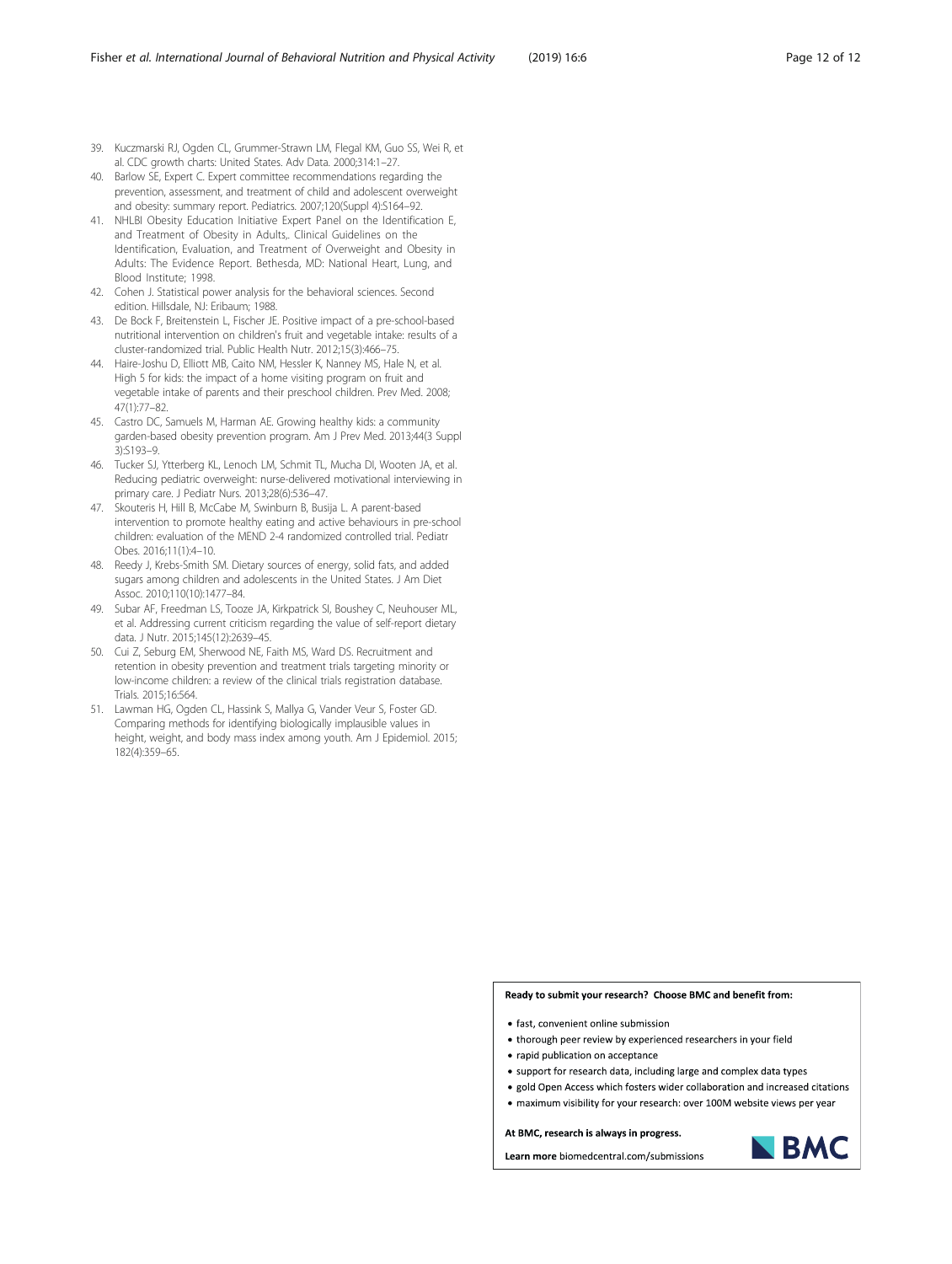39. Kuczmarski RJ, Ogden CL, Grummer-Strawn LM, Flegal KM, Guo SS, Wei R, et al. CDC growth charts: United States. Adv Data. 2000;314:1–27.
40. Barlow SE, Expert C. Expert committee recommendations regarding the prevention, assessment, and treatment of child and adolescent overweight and obesity: summary report. Pediatrics. 2007;120(Suppl 4):S164–92.
41. NHLBI Obesity Education Initiative Expert Panel on the Identification E, and Treatment of Obesity in Adults,. Clinical Guidelines on the Identification, Evaluation, and Treatment of Overweight and Obesity in Adults: The Evidence Report. Bethesda, MD: National Heart, Lung, and Blood Institute; 1998.
42. Cohen J. Statistical power analysis for the behavioral sciences. Second edition. Hillsdale, NJ: Erlbaum; 1988.
43. De Bock F, Breitenstein L, Fischer JE. Positive impact of a pre-school-based nutritional intervention on children's fruit and vegetable intake: results of a cluster-randomized trial. Public Health Nutr. 2012;15(3):466–75.
44. Haire-Joshu D, Elliott MB, Caito NM, Hessler K, Nanney MS, Hale N, et al. High 5 for kids: the impact of a home visiting program on fruit and vegetable intake of parents and their preschool children. Prev Med. 2008;47(1):77–82.
45. Castro DC, Samuels M, Harman AE. Growing healthy kids: a community garden-based obesity prevention program. Am J Prev Med. 2013;44(3 Suppl 3):S193–9.
46. Tucker SJ, Ytterberg KL, Lenoch LM, Schmit TL, Mucha DI, Wooten JA, et al. Reducing pediatric overweight: nurse-delivered motivational interviewing in primary care. J Pediatr Nurs. 2013;28(6):536–47.
47. Skouteris H, Hill B, McCabe M, Swinburn B, Busija L. A parent-based intervention to promote healthy eating and active behaviours in pre-school children: evaluation of the MEND 2-4 randomized controlled trial. Pediatr Obes. 2016;11(1):4–10.
48. Reedy J, Krebs-Smith SM. Dietary sources of energy, solid fats, and added sugars among children and adolescents in the United States. J Am Diet Assoc. 2010;110(10):1477–84.
49. Subar AF, Freedman LS, Tooze JA, Kirkpatrick SI, Boushey C, Neuhouser ML, et al. Addressing current criticism regarding the value of self-report dietary data. J Nutr. 2015;145(12):2639–45.
50. Cui Z, Seburg EM, Sherwood NE, Faith MS, Ward DS. Recruitment and retention in obesity prevention and treatment trials targeting minority or low-income children: a review of the clinical trials registration database. Trials. 2015;16:564.
51. Lawman HG, Ogden CL, Hassink S, Mallya G, Vander Veur S, Foster GD. Comparing methods for identifying biologically implausible values in height, weight, and body mass index among youth. Am J Epidemiol. 2015;182(4):359–65.

**Ready to submit your research? Choose BMC and benefit from:**

- fast, convenient online submission
- thorough peer review by experienced researchers in your field
- rapid publication on acceptance
- support for research data, including large and complex data types
- gold Open Access which fosters wider collaboration and increased citations
- maximum visibility for your research: over 100M website views per year

**At BMC, research is always in progress.**

**Learn more** biomedcentral.com/submissions

BMC